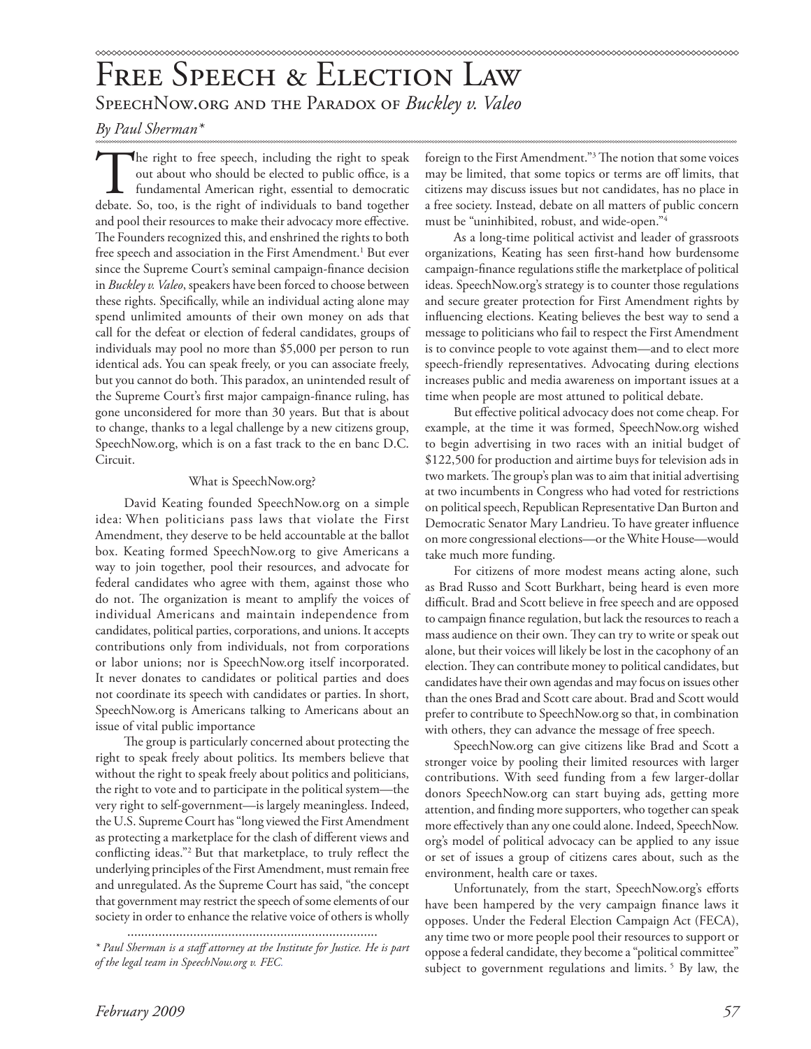# Free Speech & Election Law

## SpeechNow.org and the Paradox of *Buckley v. Valeo*

*By Paul Sherman\**

The right to free speech, including the right to speak out about who should be elected to public office, is a fundamental American right, essential to democratic debate. So, too, is the right of individuals to band together and pool their resources to make their advocacy more effective. The Founders recognized this, and enshrined the rights to both free speech and association in the First Amendment.[1] But ever since the Supreme Court's seminal campaign-finance decision in *Buckley v. Valeo*, speakers have been forced to choose between these rights. Specifically, while an individual acting alone may spend unlimited amounts of their own money on ads that call for the defeat or election of federal candidates, groups of individuals may pool no more than $5,000 per person to run identical ads. You can speak freely, or you can associate freely, but you cannot do both. This paradox, an unintended result of the Supreme Court's first major campaign-finance ruling, has gone unconsidered for more than 30 years. But that is about to change, thanks to a legal challenge by a new citizens group, SpeechNow.org, which is on a fast track to the en banc D.C. Circuit.

### What is SpeechNow.org?

David Keating founded SpeechNow.org on a simple idea: When politicians pass laws that violate the First Amendment, they deserve to be held accountable at the ballot box. Keating formed SpeechNow.org to give Americans a way to join together, pool their resources, and advocate for federal candidates who agree with them, against those who do not. The organization is meant to amplify the voices of individual Americans and maintain independence from candidates, political parties, corporations, and unions. It accepts contributions only from individuals, not from corporations or labor unions; nor is SpeechNow.org itself incorporated. It never donates to candidates or political parties and does not coordinate its speech with candidates or parties. In short, SpeechNow.org is Americans talking to Americans about an issue of vital public importance

The group is particularly concerned about protecting the right to speak freely about politics. Its members believe that without the right to speak freely about politics and politicians, the right to vote and to participate in the political system—the very right to self-government—is largely meaningless. Indeed, the U.S. Supreme Court has "long viewed the First Amendment as protecting a marketplace for the clash of different views and conflicting ideas."[2] But that marketplace, to truly reflect the underlying principles of the First Amendment, must remain free and unregulated. As the Supreme Court has said, "the concept that government may restrict the speech of some elements of our society in order to enhance the relative voice of others is wholly foreign to the First Amendment."[3] The notion that some voices may be limited, that some topics or terms are off limits, that citizens may discuss issues but not candidates, has no place in a free society. Instead, debate on all matters of public concern must be "uninhibited, robust, and wide-open."[4]

As a long-time political activist and leader of grassroots organizations, Keating has seen first-hand how burdensome campaign-finance regulations stifle the marketplace of political ideas. SpeechNow.org's strategy is to counter those regulations and secure greater protection for First Amendment rights by influencing elections. Keating believes the best way to send a message to politicians who fail to respect the First Amendment is to convince people to vote against them—and to elect more speech-friendly representatives. Advocating during elections increases public and media awareness on important issues at a time when people are most attuned to political debate.

But effective political advocacy does not come cheap. For example, at the time it was formed, SpeechNow.org wished to begin advertising in two races with an initial budget of $122,500 for production and airtime buys for television ads in two markets. The group's plan was to aim that initial advertising at two incumbents in Congress who had voted for restrictions on political speech, Republican Representative Dan Burton and Democratic Senator Mary Landrieu. To have greater influence on more congressional elections—or the White House—would take much more funding.

For citizens of more modest means acting alone, such as Brad Russo and Scott Burkhart, being heard is even more difficult. Brad and Scott believe in free speech and are opposed to campaign finance regulation, but lack the resources to reach a mass audience on their own. They can try to write or speak out alone, but their voices will likely be lost in the cacophony of an election. They can contribute money to political candidates, but candidates have their own agendas and may focus on issues other than the ones Brad and Scott care about. Brad and Scott would prefer to contribute to SpeechNow.org so that, in combination with others, they can advance the message of free speech.

SpeechNow.org can give citizens like Brad and Scott a stronger voice by pooling their limited resources with larger contributions. With seed funding from a few larger-dollar donors SpeechNow.org can start buying ads, getting more attention, and finding more supporters, who together can speak more effectively than any one could alone. Indeed, SpeechNow.org's model of political advocacy can be applied to any issue or set of issues a group of citizens cares about, such as the environment, health care or taxes.

Unfortunately, from the start, SpeechNow.org's efforts have been hampered by the very campaign finance laws it opposes. Under the Federal Election Campaign Act (FECA), any time two or more people pool their resources to support or oppose a federal candidate, they become a "political committee" subject to government regulations and limits.[5] By law, the

---

*\* Paul Sherman is a staff attorney at the Institute for Justice. He is part of the legal team in SpeechNow.org v. FEC.*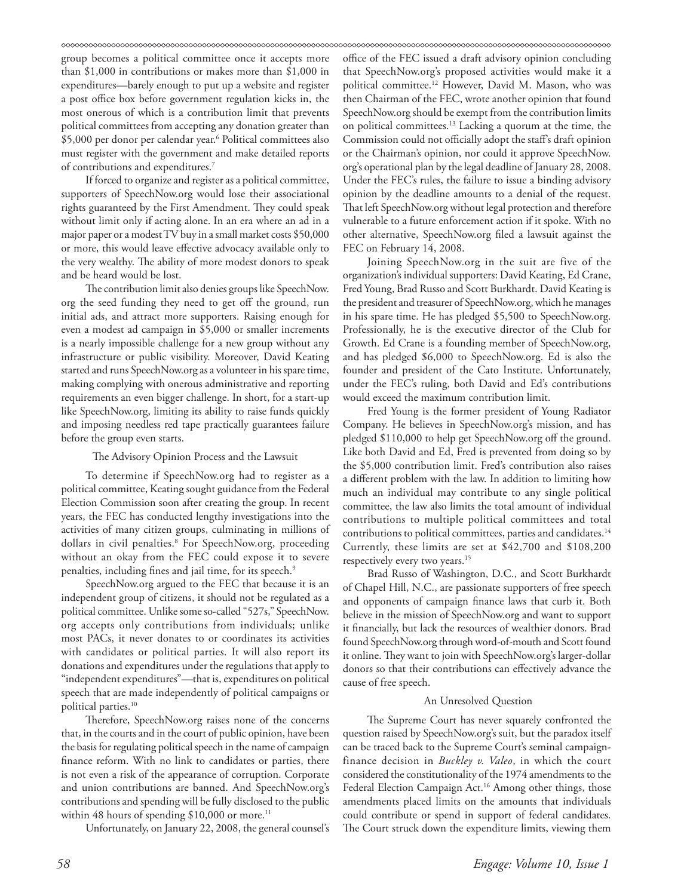group becomes a political committee once it accepts more than $1,000 in contributions or makes more than $1,000 in expenditures—barely enough to put up a website and register a post office box before government regulation kicks in, the most onerous of which is a contribution limit that prevents political committees from accepting any donation greater than $5,000 per donor per calendar year.[6] Political committees also must register with the government and make detailed reports of contributions and expenditures.[7]

If forced to organize and register as a political committee, supporters of SpeechNow.org would lose their associational rights guaranteed by the First Amendment. They could speak without limit only if acting alone. In an era where an ad in a major paper or a modest TV buy in a small market costs $50,000 or more, this would leave effective advocacy available only to the very wealthy. The ability of more modest donors to speak and be heard would be lost.

The contribution limit also denies groups like SpeechNow.org the seed funding they need to get off the ground, run initial ads, and attract more supporters. Raising enough for even a modest ad campaign in $5,000 or smaller increments is a nearly impossible challenge for a new group without any infrastructure or public visibility. Moreover, David Keating started and runs SpeechNow.org as a volunteer in his spare time, making complying with onerous administrative and reporting requirements an even bigger challenge. In short, for a start-up like SpeechNow.org, limiting its ability to raise funds quickly and imposing needless red tape practically guarantees failure before the group even starts.

### The Advisory Opinion Process and the Lawsuit

To determine if SpeechNow.org had to register as a political committee, Keating sought guidance from the Federal Election Commission soon after creating the group. In recent years, the FEC has conducted lengthy investigations into the activities of many citizen groups, culminating in millions of dollars in civil penalties.[8] For SpeechNow.org, proceeding without an okay from the FEC could expose it to severe penalties, including fines and jail time, for its speech.[9]

SpeechNow.org argued to the FEC that because it is an independent group of citizens, it should not be regulated as a political committee. Unlike some so-called "527s," SpeechNow.org accepts only contributions from individuals; unlike most PACs, it never donates to or coordinates its activities with candidates or political parties. It will also report its donations and expenditures under the regulations that apply to "independent expenditures"—that is, expenditures on political speech that are made independently of political campaigns or political parties.[10]

Therefore, SpeechNow.org raises none of the concerns that, in the courts and in the court of public opinion, have been the basis for regulating political speech in the name of campaign finance reform. With no link to candidates or parties, there is not even a risk of the appearance of corruption. Corporate and union contributions are banned. And SpeechNow.org's contributions and spending will be fully disclosed to the public within 48 hours of spending $10,000 or more.[11]

Unfortunately, on January 22, 2008, the general counsel's office of the FEC issued a draft advisory opinion concluding that SpeechNow.org's proposed activities would make it a political committee.[12] However, David M. Mason, who was then Chairman of the FEC, wrote another opinion that found SpeechNow.org should be exempt from the contribution limits on political committees.[13] Lacking a quorum at the time, the Commission could not officially adopt the staff's draft opinion or the Chairman's opinion, nor could it approve SpeechNow.org's operational plan by the legal deadline of January 28, 2008. Under the FEC's rules, the failure to issue a binding advisory opinion by the deadline amounts to a denial of the request. That left SpeechNow.org without legal protection and therefore vulnerable to a future enforcement action if it spoke. With no other alternative, SpeechNow.org filed a lawsuit against the FEC on February 14, 2008.

Joining SpeechNow.org in the suit are five of the organization's individual supporters: David Keating, Ed Crane, Fred Young, Brad Russo and Scott Burkhardt. David Keating is the president and treasurer of SpeechNow.org, which he manages in his spare time. He has pledged $5,500 to SpeechNow.org. Professionally, he is the executive director of the Club for Growth. Ed Crane is a founding member of SpeechNow.org, and has pledged $6,000 to SpeechNow.org. Ed is also the founder and president of the Cato Institute. Unfortunately, under the FEC's ruling, both David and Ed's contributions would exceed the maximum contribution limit.

Fred Young is the former president of Young Radiator Company. He believes in SpeechNow.org's mission, and has pledged $110,000 to help get SpeechNow.org off the ground. Like both David and Ed, Fred is prevented from doing so by the $5,000 contribution limit. Fred's contribution also raises a different problem with the law. In addition to limiting how much an individual may contribute to any single political committee, the law also limits the total amount of individual contributions to multiple political committees and total contributions to political committees, parties and candidates.[14] Currently, these limits are set at $42,700 and $108,200 respectively every two years.[15]

Brad Russo of Washington, D.C., and Scott Burkhardt of Chapel Hill, N.C., are passionate supporters of free speech and opponents of campaign finance laws that curb it. Both believe in the mission of SpeechNow.org and want to support it financially, but lack the resources of wealthier donors. Brad found SpeechNow.org through word-of-mouth and Scott found it online. They want to join with SpeechNow.org's larger-dollar donors so that their contributions can effectively advance the cause of free speech.

### An Unresolved Question

The Supreme Court has never squarely confronted the question raised by SpeechNow.org's suit, but the paradox itself can be traced back to the Supreme Court's seminal campaign-finance decision in *Buckley v. Valeo*, in which the court considered the constitutionality of the 1974 amendments to the Federal Election Campaign Act.[16] Among other things, those amendments placed limits on the amounts that individuals could contribute or spend in support of federal candidates. The Court struck down the expenditure limits, viewing them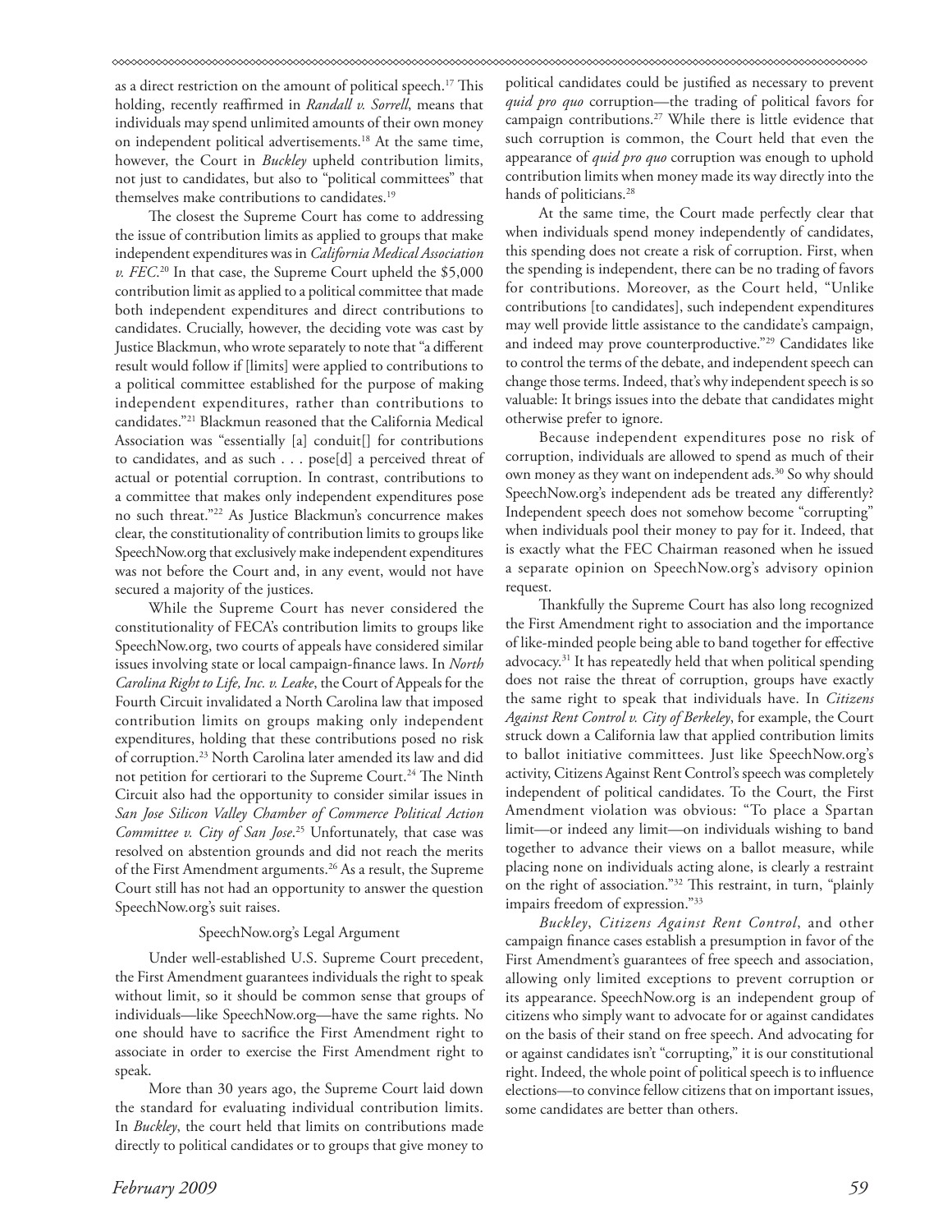as a direct restriction on the amount of political speech.[17] This holding, recently reaffirmed in *Randall v. Sorrell*, means that individuals may spend unlimited amounts of their own money on independent political advertisements.[18] At the same time, however, the Court in *Buckley* upheld contribution limits, not just to candidates, but also to "political committees" that themselves make contributions to candidates.[19]

The closest the Supreme Court has come to addressing the issue of contribution limits as applied to groups that make independent expenditures was in *California Medical Association v. FEC*.[20] In that case, the Supreme Court upheld the $5,000 contribution limit as applied to a political committee that made both independent expenditures and direct contributions to candidates. Crucially, however, the deciding vote was cast by Justice Blackmun, who wrote separately to note that "a different result would follow if [limits] were applied to contributions to a political committee established for the purpose of making independent expenditures, rather than contributions to candidates."[21] Blackmun reasoned that the California Medical Association was "essentially [a] conduit[] for contributions to candidates, and as such . . . pose[d] a perceived threat of actual or potential corruption. In contrast, contributions to a committee that makes only independent expenditures pose no such threat."[22] As Justice Blackmun's concurrence makes clear, the constitutionality of contribution limits to groups like SpeechNow.org that exclusively make independent expenditures was not before the Court and, in any event, would not have secured a majority of the justices.

While the Supreme Court has never considered the constitutionality of FECA's contribution limits to groups like SpeechNow.org, two courts of appeals have considered similar issues involving state or local campaign-finance laws. In *North Carolina Right to Life, Inc. v. Leake*, the Court of Appeals for the Fourth Circuit invalidated a North Carolina law that imposed contribution limits on groups making only independent expenditures, holding that these contributions posed no risk of corruption.[23] North Carolina later amended its law and did not petition for certiorari to the Supreme Court.[24] The Ninth Circuit also had the opportunity to consider similar issues in *San Jose Silicon Valley Chamber of Commerce Political Action Committee v. City of San Jose*.[25] Unfortunately, that case was resolved on abstention grounds and did not reach the merits of the First Amendment arguments.[26] As a result, the Supreme Court still has not had an opportunity to answer the question SpeechNow.org's suit raises.

### SpeechNow.org's Legal Argument

Under well-established U.S. Supreme Court precedent, the First Amendment guarantees individuals the right to speak without limit, so it should be common sense that groups of individuals—like SpeechNow.org—have the same rights. No one should have to sacrifice the First Amendment right to associate in order to exercise the First Amendment right to speak.

More than 30 years ago, the Supreme Court laid down the standard for evaluating individual contribution limits. In *Buckley*, the court held that limits on contributions made directly to political candidates or to groups that give money to political candidates could be justified as necessary to prevent *quid pro quo* corruption—the trading of political favors for campaign contributions.[27] While there is little evidence that such corruption is common, the Court held that even the appearance of *quid pro quo* corruption was enough to uphold contribution limits when money made its way directly into the hands of politicians.[28]

At the same time, the Court made perfectly clear that when individuals spend money independently of candidates, this spending does not create a risk of corruption. First, when the spending is independent, there can be no trading of favors for contributions. Moreover, as the Court held, "Unlike contributions [to candidates], such independent expenditures may well provide little assistance to the candidate's campaign, and indeed may prove counterproductive."[29] Candidates like to control the terms of the debate, and independent speech can change those terms. Indeed, that's why independent speech is so valuable: It brings issues into the debate that candidates might otherwise prefer to ignore.

Because independent expenditures pose no risk of corruption, individuals are allowed to spend as much of their own money as they want on independent ads.[30] So why should SpeechNow.org's independent ads be treated any differently? Independent speech does not somehow become "corrupting" when individuals pool their money to pay for it. Indeed, that is exactly what the FEC Chairman reasoned when he issued a separate opinion on SpeechNow.org's advisory opinion request.

Thankfully the Supreme Court has also long recognized the First Amendment right to association and the importance of like-minded people being able to band together for effective advocacy.[31] It has repeatedly held that when political spending does not raise the threat of corruption, groups have exactly the same right to speak that individuals have. In *Citizens Against Rent Control v. City of Berkeley*, for example, the Court struck down a California law that applied contribution limits to ballot initiative committees. Just like SpeechNow.org's activity, Citizens Against Rent Control's speech was completely independent of political candidates. To the Court, the First Amendment violation was obvious: "To place a Spartan limit—or indeed any limit—on individuals wishing to band together to advance their views on a ballot measure, while placing none on individuals acting alone, is clearly a restraint on the right of association."[32] This restraint, in turn, "plainly impairs freedom of expression."[33]

*Buckley*, *Citizens Against Rent Control*, and other campaign finance cases establish a presumption in favor of the First Amendment's guarantees of free speech and association, allowing only limited exceptions to prevent corruption or its appearance. SpeechNow.org is an independent group of citizens who simply want to advocate for or against candidates on the basis of their stand on free speech. And advocating for or against candidates isn't "corrupting," it is our constitutional right. Indeed, the whole point of political speech is to influence elections—to convince fellow citizens that on important issues, some candidates are better than others.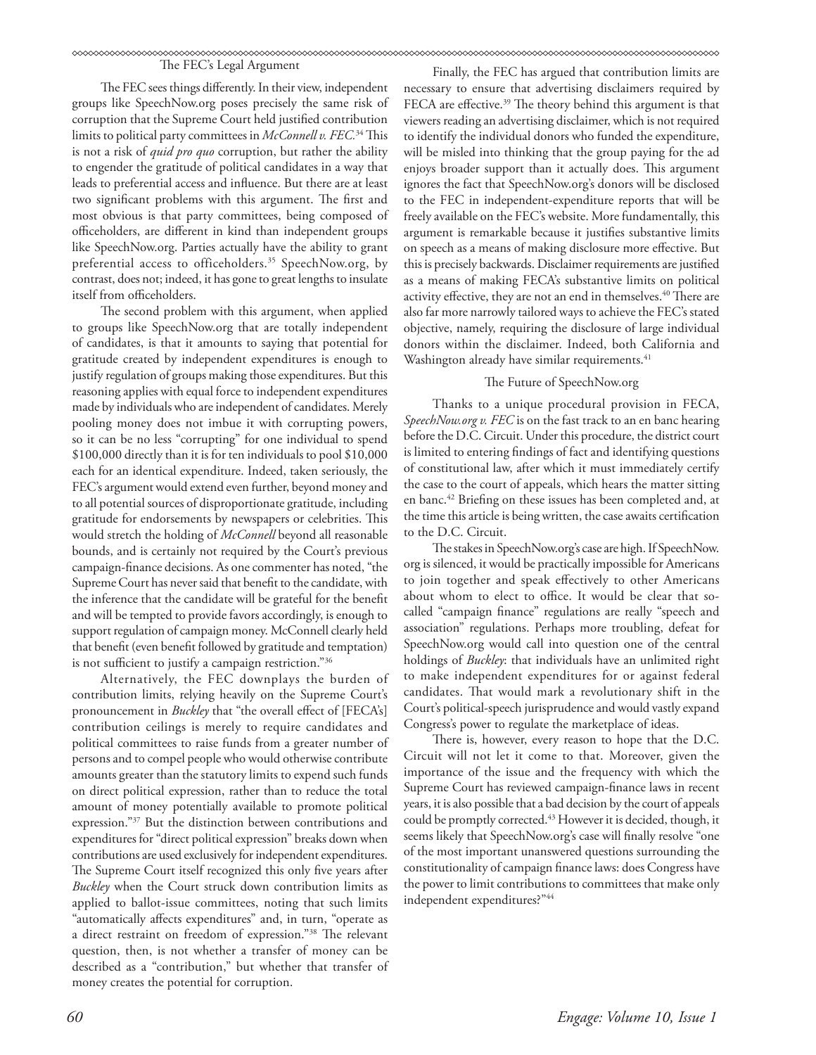### The FEC's Legal Argument

The FEC sees things differently. In their view, independent groups like SpeechNow.org poses precisely the same risk of corruption that the Supreme Court held justified contribution limits to political party committees in *McConnell v. FEC*.[34] This is not a risk of *quid pro quo* corruption, but rather the ability to engender the gratitude of political candidates in a way that leads to preferential access and influence. But there are at least two significant problems with this argument. The first and most obvious is that party committees, being composed of officeholders, are different in kind than independent groups like SpeechNow.org. Parties actually have the ability to grant preferential access to officeholders.[35] SpeechNow.org, by contrast, does not; indeed, it has gone to great lengths to insulate itself from officeholders.

The second problem with this argument, when applied to groups like SpeechNow.org that are totally independent of candidates, is that it amounts to saying that potential for gratitude created by independent expenditures is enough to justify regulation of groups making those expenditures. But this reasoning applies with equal force to independent expenditures made by individuals who are independent of candidates. Merely pooling money does not imbue it with corrupting powers, so it can be no less "corrupting" for one individual to spend $100,000 directly than it is for ten individuals to pool $10,000 each for an identical expenditure. Indeed, taken seriously, the FEC's argument would extend even further, beyond money and to all potential sources of disproportionate gratitude, including gratitude for endorsements by newspapers or celebrities. This would stretch the holding of *McConnell* beyond all reasonable bounds, and is certainly not required by the Court's previous campaign-finance decisions. As one commenter has noted, "the Supreme Court has never said that benefit to the candidate, with the inference that the candidate will be grateful for the benefit and will be tempted to provide favors accordingly, is enough to support regulation of campaign money. McConnell clearly held that benefit (even benefit followed by gratitude and temptation) is not sufficient to justify a campaign restriction."[36]

Alternatively, the FEC downplays the burden of contribution limits, relying heavily on the Supreme Court's pronouncement in *Buckley* that "the overall effect of [FECA's] contribution ceilings is merely to require candidates and political committees to raise funds from a greater number of persons and to compel people who would otherwise contribute amounts greater than the statutory limits to expend such funds on direct political expression, rather than to reduce the total amount of money potentially available to promote political expression."[37] But the distinction between contributions and expenditures for "direct political expression" breaks down when contributions are used exclusively for independent expenditures. The Supreme Court itself recognized this only five years after *Buckley* when the Court struck down contribution limits as applied to ballot-issue committees, noting that such limits "automatically affects expenditures" and, in turn, "operate as a direct restraint on freedom of expression."[38] The relevant question, then, is not whether a transfer of money can be described as a "contribution," but whether that transfer of money creates the potential for corruption.

Finally, the FEC has argued that contribution limits are necessary to ensure that advertising disclaimers required by FECA are effective.[39] The theory behind this argument is that viewers reading an advertising disclaimer, which is not required to identify the individual donors who funded the expenditure, will be misled into thinking that the group paying for the ad enjoys broader support than it actually does. This argument ignores the fact that SpeechNow.org's donors will be disclosed to the FEC in independent-expenditure reports that will be freely available on the FEC's website. More fundamentally, this argument is remarkable because it justifies substantive limits on speech as a means of making disclosure more effective. But this is precisely backwards. Disclaimer requirements are justified as a means of making FECA's substantive limits on political activity effective, they are not an end in themselves.[40] There are also far more narrowly tailored ways to achieve the FEC's stated objective, namely, requiring the disclosure of large individual donors within the disclaimer. Indeed, both California and Washington already have similar requirements.[41]

### The Future of SpeechNow.org

Thanks to a unique procedural provision in FECA, *SpeechNow.org v. FEC* is on the fast track to an en banc hearing before the D.C. Circuit. Under this procedure, the district court is limited to entering findings of fact and identifying questions of constitutional law, after which it must immediately certify the case to the court of appeals, which hears the matter sitting en banc.[42] Briefing on these issues has been completed and, at the time this article is being written, the case awaits certification to the D.C. Circuit.

The stakes in SpeechNow.org's case are high. If SpeechNow.org is silenced, it would be practically impossible for Americans to join together and speak effectively to other Americans about whom to elect to office. It would be clear that so-called "campaign finance" regulations are really "speech and association" regulations. Perhaps more troubling, defeat for SpeechNow.org would call into question one of the central holdings of *Buckley*: that individuals have an unlimited right to make independent expenditures for or against federal candidates. That would mark a revolutionary shift in the Court's political-speech jurisprudence and would vastly expand Congress's power to regulate the marketplace of ideas.

There is, however, every reason to hope that the D.C. Circuit will not let it come to that. Moreover, given the importance of the issue and the frequency with which the Supreme Court has reviewed campaign-finance laws in recent years, it is also possible that a bad decision by the court of appeals could be promptly corrected.[43] However it is decided, though, it seems likely that SpeechNow.org's case will finally resolve "one of the most important unanswered questions surrounding the constitutionality of campaign finance laws: does Congress have the power to limit contributions to committees that make only independent expenditures?"[44]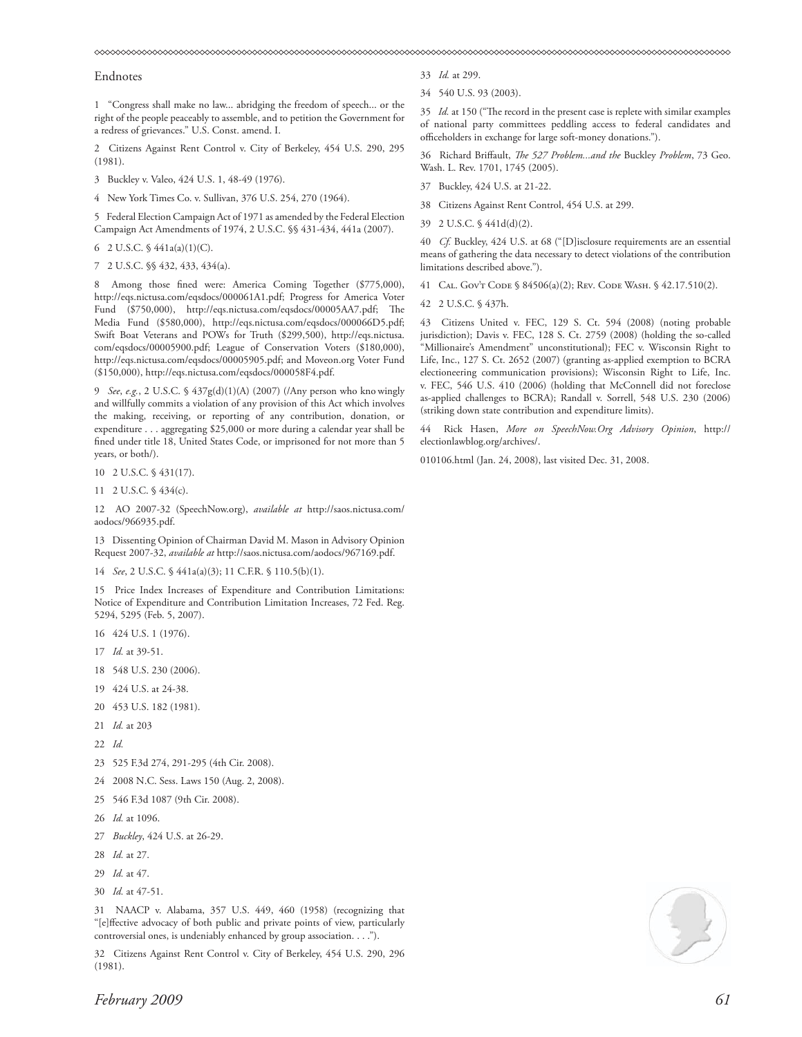## Endnotes

1 "Congress shall make no law... abridging the freedom of speech... or the right of the people peaceably to assemble, and to petition the Government for a redress of grievances." U.S. Const. amend. I.

2 Citizens Against Rent Control v. City of Berkeley, 454 U.S. 290, 295 (1981).

3 Buckley v. Valeo, 424 U.S. 1, 48-49 (1976).

4 New York Times Co. v. Sullivan, 376 U.S. 254, 270 (1964).

5 Federal Election Campaign Act of 1971 as amended by the Federal Election Campaign Act Amendments of 1974, 2 U.S.C. §§ 431-434, 441a (2007).

6 2 U.S.C. § 441a(a)(1)(C).

7 2 U.S.C. §§ 432, 433, 434(a).

8 Among those fined were: America Coming Together ($775,000), http://eqs.nictusa.com/eqsdocs/000061A1.pdf; Progress for America Voter Fund ($750,000), http://eqs.nictusa.com/eqsdocs/00005AA7.pdf; The Media Fund ($580,000), http://eqs.nictusa.com/eqsdocs/000066D5.pdf; Swift Boat Veterans and POWs for Truth ($299,500), http://eqs.nictusa.com/eqsdocs/00005900.pdf; League of Conservation Voters ($180,000), http://eqs.nictusa.com/eqsdocs/00005905.pdf; and Moveon.org Voter Fund ($150,000), http://eqs.nictusa.com/eqsdocs/000058F4.pdf.

9 *See*, *e.g.*, 2 U.S.C. § 437g(d)(1)(A) (2007) (/Any person who kno wingly and willfully commits a violation of any provision of this Act which involves the making, receiving, or reporting of any contribution, donation, or expenditure . . . aggregating $25,000 or more during a calendar year shall be fined under title 18, United States Code, or imprisoned for not more than 5 years, or both/).

10 2 U.S.C. § 431(17).

11 2 U.S.C. § 434(c).

12 AO 2007-32 (SpeechNow.org), *available at* http://saos.nictusa.com/aodocs/966935.pdf.

13 Dissenting Opinion of Chairman David M. Mason in Advisory Opinion Request 2007-32, *available at* http://saos.nictusa.com/aodocs/967169.pdf.

14 *See*, 2 U.S.C. § 441a(a)(3); 11 C.F.R. § 110.5(b)(1).

15 Price Index Increases of Expenditure and Contribution Limitations: Notice of Expenditure and Contribution Limitation Increases, 72 Fed. Reg. 5294, 5295 (Feb. 5, 2007).

16 424 U.S. 1 (1976).

17 *Id.* at 39-51.

18 548 U.S. 230 (2006).

19 424 U.S. at 24-38.

20 453 U.S. 182 (1981).

21 *Id.* at 203

22 *Id.*

23 525 F.3d 274, 291-295 (4th Cir. 2008).

24 2008 N.C. Sess. Laws 150 (Aug. 2, 2008).

25 546 F.3d 1087 (9th Cir. 2008).

26 *Id.* at 1096.

27 *Buckley*, 424 U.S. at 26-29.

28 *Id.* at 27.

29 *Id.* at 47.

30 *Id.* at 47-51.

31 NAACP v. Alabama, 357 U.S. 449, 460 (1958) (recognizing that "[e]ffective advocacy of both public and private points of view, particularly controversial ones, is undeniably enhanced by group association. . . .").

32 Citizens Against Rent Control v. City of Berkeley, 454 U.S. 290, 296 (1981).

33 *Id.* at 299.

34 540 U.S. 93 (2003).

35 *Id.* at 150 ("The record in the present case is replete with similar examples of national party committees peddling access to federal candidates and officeholders in exchange for large soft-money donations.").

36 Richard Briffault, *The 527 Problem...and the* Buckley *Problem*, 73 Geo. Wash. L. Rev. 1701, 1745 (2005).

37 Buckley, 424 U.S. at 21-22.

38 Citizens Against Rent Control, 454 U.S. at 299.

39 2 U.S.C. § 441d(d)(2).

40 *Cf.* Buckley, 424 U.S. at 68 ("[D]isclosure requirements are an essential means of gathering the data necessary to detect violations of the contribution limitations described above.").

41 Cal. Gov't Code § 84506(a)(2); Rev. Code Wash. § 42.17.510(2).

42 2 U.S.C. § 437h.

43 Citizens United v. FEC, 129 S. Ct. 594 (2008) (noting probable jurisdiction); Davis v. FEC, 128 S. Ct. 2759 (2008) (holding the so-called "Millionaire's Amendment" unconstitutional); FEC v. Wisconsin Right to Life, Inc., 127 S. Ct. 2652 (2007) (granting as-applied exemption to BCRA electioneering communication provisions); Wisconsin Right to Life, Inc. v. FEC, 546 U.S. 410 (2006) (holding that McConnell did not foreclose as-applied challenges to BCRA); Randall v. Sorrell, 548 U.S. 230 (2006) (striking down state contribution and expenditure limits).

44 Rick Hasen, *More on SpeechNow.Org Advisory Opinion*, http://electionlawblog.org/archives/.

010106.html (Jan. 24, 2008), last visited Dec. 31, 2008.